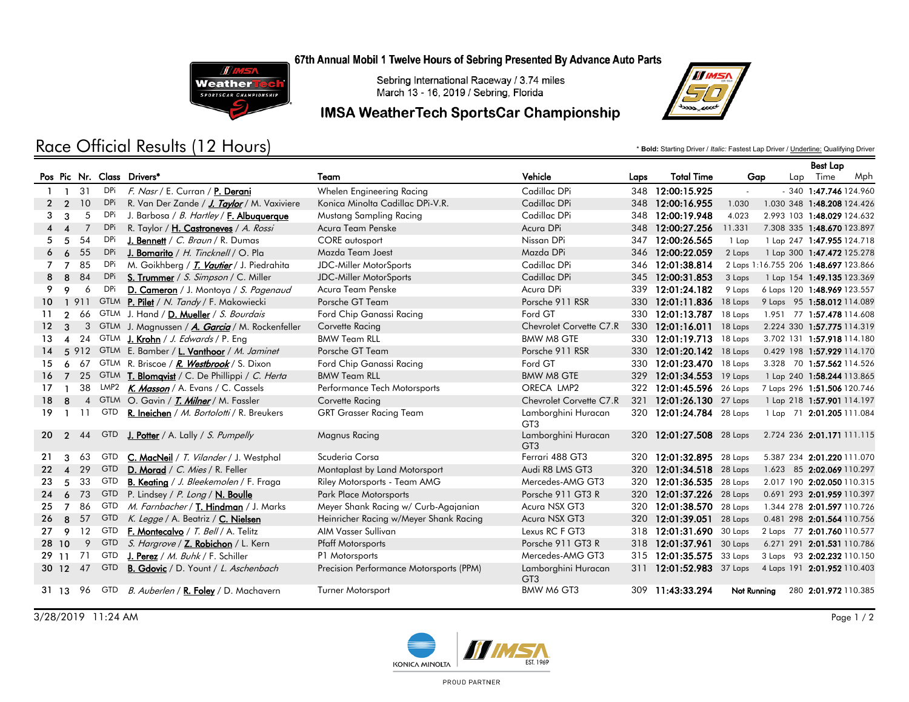**67th Annual Mobil 1 Twelve Hours of Sebring Presented By Advance Auto Parts**

Sebring International Raceway / 3.74 miles
March 13 - 16, 2019 / Sebring, Florida

## IMSA WeatherTech SportsCar Championship

# Race Official Results (12 Hours)

\* **Bold:** Starting Driver / *Italic:* Fastest Lap Driver / Underline: Qualifying Driver

| Pos | Pic | Nr. | Class | Drivers* | Team | Vehicle | Laps | Total Time | Gap | | Best Lap Lap | Best Lap Time | Best Lap Mph |
|---|---|---|---|---|---|---|---|---|---|---|---|---|---|
| 1 | 1 | 31 | DPi | *F. Nasr* / E. Curran / P. Derani | Whelen Engineering Racing | Cadillac DPi | 348 | 12:00:15.925 | - | - | 340 | 1:47.746 | 124.960 |
| 2 | 2 | 10 | DPi | R. Van Der Zande / *J. Taylor* / M. Vaxiviere | Konica Minolta Cadillac DPi-V.R. | Cadillac DPi | 348 | 12:00:16.955 | 1.030 | 1.030 | 348 | 1:48.208 | 124.426 |
| 3 | 3 | 5 | DPi | J. Barbosa / *B. Hartley* / F. Albuquerque | Mustang Sampling Racing | Cadillac DPi | 348 | 12:00:19.948 | 4.023 | 2.993 | 103 | 1:48.029 | 124.632 |
| 4 | 4 | 7 | DPi | R. Taylor / H. Castroneves / *A. Rossi* | Acura Team Penske | Acura DPi | 348 | 12:00:27.256 | 11.331 | 7.308 | 335 | 1:48.670 | 123.897 |
| 5 | 5 | 54 | DPi | J. Bennett / *C. Braun* / R. Dumas | CORE autosport | Nissan DPi | 347 | 12:00:26.565 | 1 Lap | 1 Lap | 247 | 1:47.955 | 124.718 |
| 6 | 6 | 55 | DPi | J. Bomarito / *H. Tincknell* / O. Pla | Mazda Team Joest | Mazda DPi | 346 | 12:00:22.059 | 2 Laps | 1 Lap | 300 | 1:47.472 | 125.278 |
| 7 | 7 | 85 | DPi | M. Goikhberg / *T. Vautier* / J. Piedrahita | JDC-Miller MotorSports | Cadillac DPi | 346 | 12:01:38.814 | 2 Laps | 1:16.755 | 206 | 1:48.697 | 123.866 |
| 8 | 8 | 84 | DPi | S. Trummer / *S. Simpson* / C. Miller | JDC-Miller MotorSports | Cadillac DPi | 345 | 12:00:31.853 | 3 Laps | 1 Lap | 154 | 1:49.135 | 123.369 |
| 9 | 9 | 6 | DPi | D. Cameron / J. Montoya / *S. Pagenaud* | Acura Team Penske | Acura DPi | 339 | 12:01:24.182 | 9 Laps | 6 Laps | 120 | 1:48.969 | 123.557 |
| 10 | 1 | 911 | GTLM | P. Pilet / *N. Tandy* / F. Makowiecki | Porsche GT Team | Porsche 911 RSR | 330 | 12:01:11.836 | 18 Laps | 9 Laps | 95 | 1:58.012 | 114.089 |
| 11 | 2 | 66 | GTLM | J. Hand / D. Mueller / *S. Bourdais* | Ford Chip Ganassi Racing | Ford GT | 330 | 12:01:13.787 | 18 Laps | 1.951 | 77 | 1:57.478 | 114.608 |
| 12 | 3 | 3 | GTLM | J. Magnussen / *A. Garcia* / M. Rockenfeller | Corvette Racing | Chevrolet Corvette C7.R | 330 | 12:01:16.011 | 18 Laps | 2.224 | 330 | 1:57.775 | 114.319 |
| 13 | 4 | 24 | GTLM | J. Krohn / *J. Edwards* / P. Eng | BMW Team RLL | BMW M8 GTE | 330 | 12:01:19.713 | 18 Laps | 3.702 | 131 | 1:57.918 | 114.180 |
| 14 | 5 | 912 | GTLM | E. Bamber / L. Vanthoor / *M. Jaminet* | Porsche GT Team | Porsche 911 RSR | 330 | 12:01:20.142 | 18 Laps | 0.429 | 198 | 1:57.929 | 114.170 |
| 15 | 6 | 67 | GTLM | R. Briscoe / *R. Westbrook* / S. Dixon | Ford Chip Ganassi Racing | Ford GT | 330 | 12:01:23.470 | 18 Laps | 3.328 | 70 | 1:57.562 | 114.526 |
| 16 | 7 | 25 | GTLM | T. Blomqvist / C. De Phillippi / *C. Herta* | BMW Team RLL | BMW M8 GTE | 329 | 12:01:34.553 | 19 Laps | 1 Lap | 240 | 1:58.244 | 113.865 |
| 17 | 1 | 38 | LMP2 | *K. Masson* / A. Evans / C. Cassels | Performance Tech Motorsports | ORECA LMP2 | 322 | 12:01:45.596 | 26 Laps | 7 Laps | 296 | 1:51.506 | 120.746 |
| 18 | 8 | 4 | GTLM | O. Gavin / *T. Milner* / M. Fassler | Corvette Racing | Chevrolet Corvette C7.R | 321 | 12:01:26.130 | 27 Laps | 1 Lap | 218 | 1:57.901 | 114.197 |
| 19 | 1 | 11 | GTD | R. Ineichen / *M. Bortolotti* / R. Breukers | GRT Grasser Racing Team | Lamborghini Huracan GT3 | 320 | 12:01:24.784 | 28 Laps | 1 Lap | 71 | 2:01.205 | 111.084 |
| 20 | 2 | 44 | GTD | J. Potter / A. Lally / *S. Pumpelly* | Magnus Racing | Lamborghini Huracan GT3 | 320 | 12:01:27.508 | 28 Laps | 2.724 | 236 | 2:01.171 | 111.115 |
| 21 | 3 | 63 | GTD | C. MacNeil / *T. Vilander* / J. Westphal | Scuderia Corsa | Ferrari 488 GT3 | 320 | 12:01:32.895 | 28 Laps | 5.387 | 234 | 2:01.220 | 111.070 |
| 22 | 4 | 29 | GTD | D. Morad / *C. Mies* / R. Feller | Montaplast by Land Motorsport | Audi R8 LMS GT3 | 320 | 12:01:34.518 | 28 Laps | 1.623 | 85 | 2:02.069 | 110.297 |
| 23 | 5 | 33 | GTD | B. Keating / *J. Bleekemolen* / F. Fraga | Riley Motorsports - Team AMG | Mercedes-AMG GT3 | 320 | 12:01:36.535 | 28 Laps | 2.017 | 190 | 2:02.050 | 110.315 |
| 24 | 6 | 73 | GTD | P. Lindsey / *P. Long* / N. Boulle | Park Place Motorsports | Porsche 911 GT3 R | 320 | 12:01:37.226 | 28 Laps | 0.691 | 293 | 2:01.959 | 110.397 |
| 25 | 7 | 86 | GTD | *M. Farnbacher* / T. Hindman / J. Marks | Meyer Shank Racing w/ Curb-Agajanian | Acura NSX GT3 | 320 | 12:01:38.570 | 28 Laps | 1.344 | 278 | 2:01.597 | 110.726 |
| 26 | 8 | 57 | GTD | *K. Legge* / A. Beatriz / C. Nielsen | Heinricher Racing w/Meyer Shank Racing | Acura NSX GT3 | 320 | 12:01:39.051 | 28 Laps | 0.481 | 298 | 2:01.564 | 110.756 |
| 27 | 9 | 12 | GTD | F. Montecalvo / *T. Bell* / A. Telitz | AIM Vasser Sullivan | Lexus RC F GT3 | 318 | 12:01:31.690 | 30 Laps | 2 Laps | 77 | 2:01.760 | 110.577 |
| 28 | 10 | 9 | GTD | *S. Hargrove* / Z. Robichon / L. Kern | Pfaff Motorsports | Porsche 911 GT3 R | 318 | 12:01:37.961 | 30 Laps | 6.271 | 291 | 2:01.531 | 110.786 |
| 29 | 11 | 71 | GTD | J. Perez / *M. Buhk* / F. Schiller | P1 Motorsports | Mercedes-AMG GT3 | 315 | 12:01:35.575 | 33 Laps | 3 Laps | 93 | 2:02.232 | 110.150 |
| 30 | 12 | 47 | GTD | B. Gdovic / D. Yount / *L. Aschenbach* | Precision Performance Motorsports (PPM) | Lamborghini Huracan GT3 | 311 | 12:01:52.983 | 37 Laps | 4 Laps | 191 | 2:01.952 | 110.403 |
| 31 | 13 | 96 | GTD | *B. Auberlen* / R. Foley / D. Machavern | Turner Motorsport | BMW M6 GT3 | 309 | 11:43:33.294 | Not Running | | 280 | 2:01.972 | 110.385 |

3/28/2019 11:24 AM

PROUD PARTNER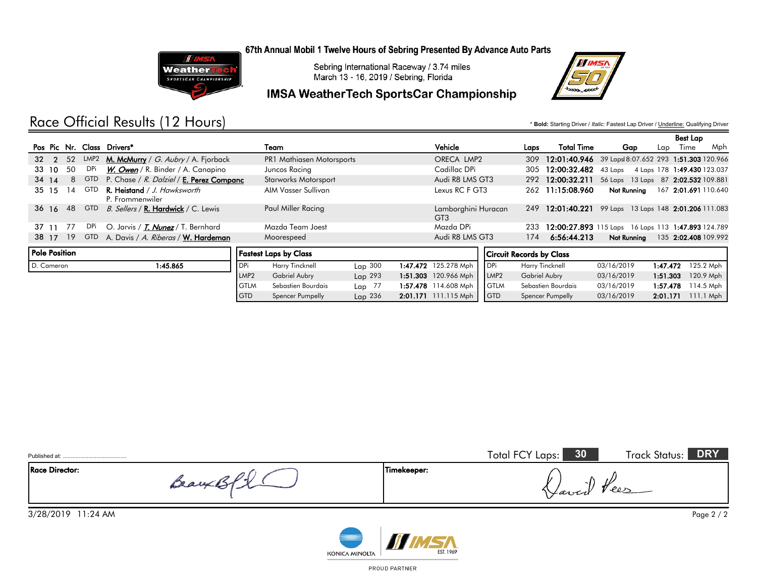67th Annual Mobil 1 Twelve Hours of Sebring Presented By Advance Auto Parts

Sebring International Raceway / 3.74 miles
March 13 - 16, 2019 / Sebring, Florida

## IMSA WeatherTech SportsCar Championship

# Race Official Results (12 Hours)

\* **Bold:** Starting Driver / *Italic:* Fastest Lap Driver / Underline: Qualifying Driver

| Pos | Pic | Nr. | Class | Drivers* | Team | Vehicle | Laps | Total Time | Gap | | Best Lap Lap | Best Lap Time | Best Lap Mph |
|---|---|---|---|---|---|---|---|---|---|---|---|---|---|
| 32 | 2 | 52 | LMP2 | **M. McMurry** / *G. Aubry* / A. Fjorback | PR1 Mathiasen Motorsports | ORECA LMP2 | 309 | 12:01:40.946 | 39 Laps | 18:07.652 | 293 | 1:51.303 | 120.966 |
| 33 | 10 | 50 | DPi | ***W. Owen*** / R. Binder / A. Canapino | Juncos Racing | Cadillac DPi | 305 | 12:00:32.482 | 43 Laps | 4 Laps | 178 | 1:49.430 | 123.037 |
| 34 | 14 | 8 | GTD | P. Chase / *R. Dalziel* / **E. Perez Companc** | Starworks Motorsport | Audi R8 LMS GT3 | 292 | 12:00:32.211 | 56 Laps | 13 Laps | 87 | 2:02.532 | 109.881 |
| 35 | 15 | 14 | GTD | **R. Heistand** / *J. Hawksworth* P. Frommenwiler | AIM Vasser Sullivan | Lexus RC F GT3 | 262 | 11:15:08.960 | Not Running | | 167 | 2:01.691 | 110.640 |
| 36 | 16 | 48 | GTD | *B. Sellers* / **R. Hardwick** / C. Lewis | Paul Miller Racing | Lamborghini Huracan GT3 | 249 | 12:01:40.221 | 99 Laps | 13 Laps | 148 | 2:01.206 | 111.083 |
| 37 | 11 | 77 | DPi | O. Jarvis / ***T. Nunez*** / T. Bernhard | Mazda Team Joest | Mazda DPi | 233 | 12:00:27.893 | 115 Laps | 16 Laps | 113 | 1:47.893 | 124.789 |
| 38 | 17 | 19 | GTD | A. Davis / *A. Riberas* / **W. Hardeman** | Moorespeed | Audi R8 LMS GT3 | 174 | 6:56:44.213 | Not Running | | 135 | 2:02.408 | 109.992 |

**Pole Position**

| | |
|---|---|
| D. Cameron | 1:45.865 |

**Fastest Laps by Class**

| | | | | |
|---|---|---|---|---|
| DPi | Harry Tincknell | Lap 300 | 1:47.472 | 125.278 Mph |
| LMP2 | Gabriel Aubry | Lap 293 | 1:51.303 | 120.966 Mph |
| GTLM | Sebastien Bourdais | Lap 77 | 1:57.478 | 114.608 Mph |
| GTD | Spencer Pumpelly | Lap 236 | 2:01.171 | 111.115 Mph |

**Circuit Records by Class**

| | | | | |
|---|---|---|---|---|
| DPi | Harry Tincknell | 03/16/2019 | 1:47.472 | 125.2 Mph |
| LMP2 | Gabriel Aubry | 03/16/2019 | 1:51.303 | 120.9 Mph |
| GTLM | Sebastien Bourdais | 03/16/2019 | 1:57.478 | 114.5 Mph |
| GTD | Spencer Pumpelly | 03/16/2019 | 2:01.171 | 111.1 Mph |

Published at: ........................................

Total FCY Laps: **30** Track Status: **DRY**

**Race Director:**

**Timekeeper:**

3/28/2019 11:24 AM

KONICA MINOLTA | IMSA EST. 1969

PROUD PARTNER